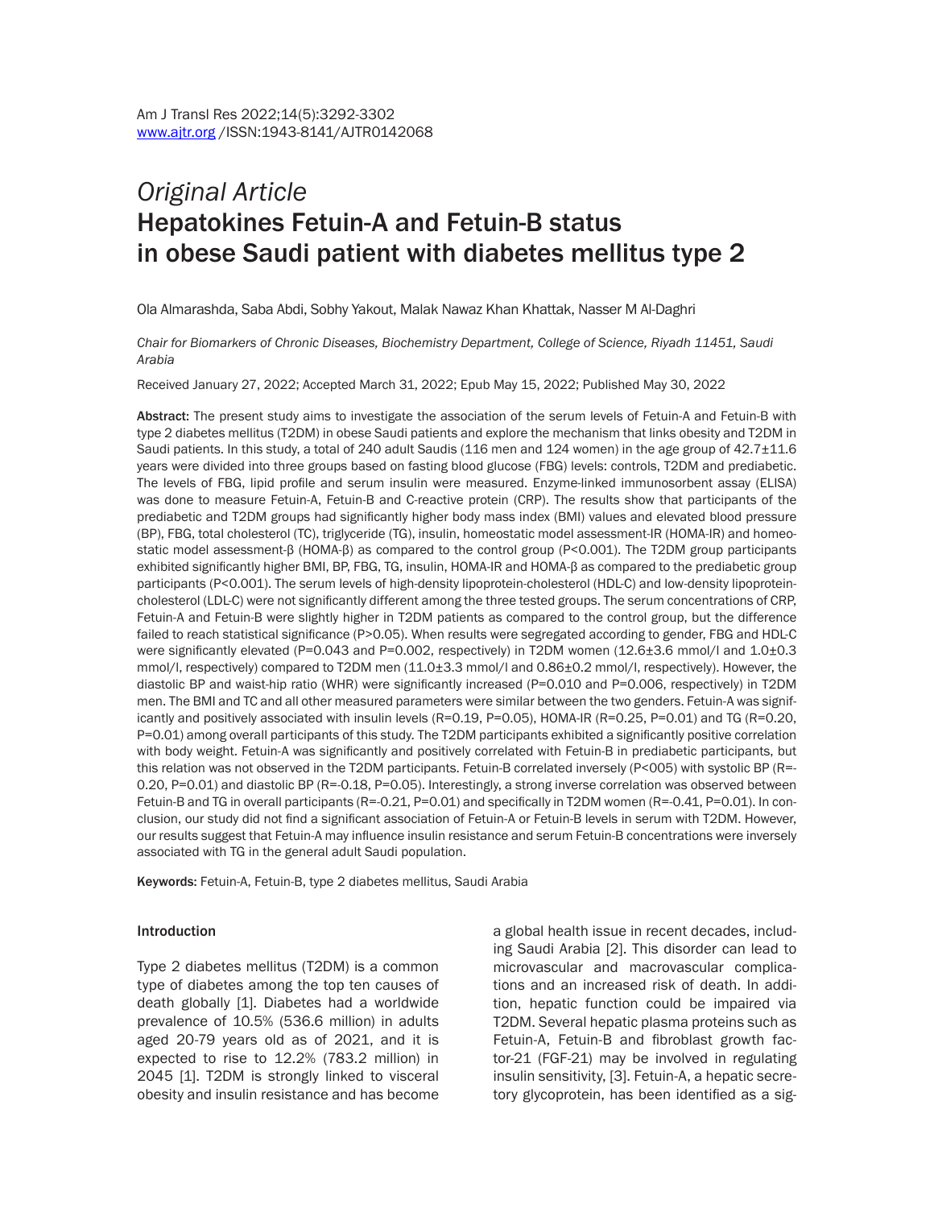*Original Article*

# Hepatokines Fetuin-A and Fetuin-B status in obese Saudi patient with diabetes mellitus type 2

Ola Almarashda, Saba Abdi, Sobhy Yakout, Malak Nawaz Khan Khattak, Nasser M Al-Daghri

*Chair for Biomarkers of Chronic Diseases, Biochemistry Department, College of Science, Riyadh 11451, Saudi Arabia*

Received January 27, 2022; Accepted March 31, 2022; Epub May 15, 2022; Published May 30, 2022

**Abstract:** The present study aims to investigate the association of the serum levels of Fetuin-A and Fetuin-B with type 2 diabetes mellitus (T2DM) in obese Saudi patients and explore the mechanism that links obesity and T2DM in Saudi patients. In this study, a total of 240 adult Saudis (116 men and 124 women) in the age group of 42.7±11.6 years were divided into three groups based on fasting blood glucose (FBG) levels: controls, T2DM and prediabetic. The levels of FBG, lipid profile and serum insulin were measured. Enzyme-linked immunosorbent assay (ELISA) was done to measure Fetuin-A, Fetuin-B and C-reactive protein (CRP). The results show that participants of the prediabetic and T2DM groups had significantly higher body mass index (BMI) values and elevated blood pressure (BP), FBG, total cholesterol (TC), triglyceride (TG), insulin, homeostatic model assessment-IR (HOMA-IR) and homeostatic model assessment-β (HOMA-β) as compared to the control group ($P<0.001$). The T2DM group participants exhibited significantly higher BMI, BP, FBG, TG, insulin, HOMA-IR and HOMA-β as compared to the prediabetic group participants ($P<0.001$). The serum levels of high-density lipoprotein-cholesterol (HDL-C) and low-density lipoprotein-cholesterol (LDL-C) were not significantly different among the three tested groups. The serum concentrations of CRP, Fetuin-A and Fetuin-B were slightly higher in T2DM patients as compared to the control group, but the difference failed to reach statistical significance ($P>0.05$). When results were segregated according to gender, FBG and HDL-C were significantly elevated ($P=0.043$ and $P=0.002$, respectively) in T2DM women (12.6±3.6 mmol/l and 1.0±0.3 mmol/l, respectively) compared to T2DM men (11.0±3.3 mmol/l and 0.86±0.2 mmol/l, respectively). However, the diastolic BP and waist-hip ratio (WHR) were significantly increased ($P=0.010$ and $P=0.006$, respectively) in T2DM men. The BMI and TC and all other measured parameters were similar between the two genders. Fetuin-A was significantly and positively associated with insulin levels ($R=0.19$, $P=0.05$), HOMA-IR ($R=0.25$, $P=0.01$) and TG ($R=0.20$, $P=0.01$) among overall participants of this study. The T2DM participants exhibited a significantly positive correlation with body weight. Fetuin-A was significantly and positively correlated with Fetuin-B in prediabetic participants, but this relation was not observed in the T2DM participants. Fetuin-B correlated inversely ($P<005$) with systolic BP ($R=-0.20$, $P=0.01$) and diastolic BP ($R=-0.18$, $P=0.05$). Interestingly, a strong inverse correlation was observed between Fetuin-B and TG in overall participants ($R=-0.21$, $P=0.01$) and specifically in T2DM women ($R=-0.41$, $P=0.01$). In conclusion, our study did not find a significant association of Fetuin-A or Fetuin-B levels in serum with T2DM. However, our results suggest that Fetuin-A may influence insulin resistance and serum Fetuin-B concentrations were inversely associated with TG in the general adult Saudi population.

**Keywords:** Fetuin-A, Fetuin-B, type 2 diabetes mellitus, Saudi Arabia

## Introduction

Type 2 diabetes mellitus (T2DM) is a common type of diabetes among the top ten causes of death globally [1]. Diabetes had a worldwide prevalence of 10.5% (536.6 million) in adults aged 20-79 years old as of 2021, and it is expected to rise to 12.2% (783.2 million) in 2045 [1]. T2DM is strongly linked to visceral obesity and insulin resistance and has become a global health issue in recent decades, including Saudi Arabia [2]. This disorder can lead to microvascular and macrovascular complications and an increased risk of death. In addition, hepatic function could be impaired via T2DM. Several hepatic plasma proteins such as Fetuin-A, Fetuin-B and fibroblast growth factor-21 (FGF-21) may be involved in regulating insulin sensitivity, [3]. Fetuin-A, a hepatic secretory glycoprotein, has been identified as a sig-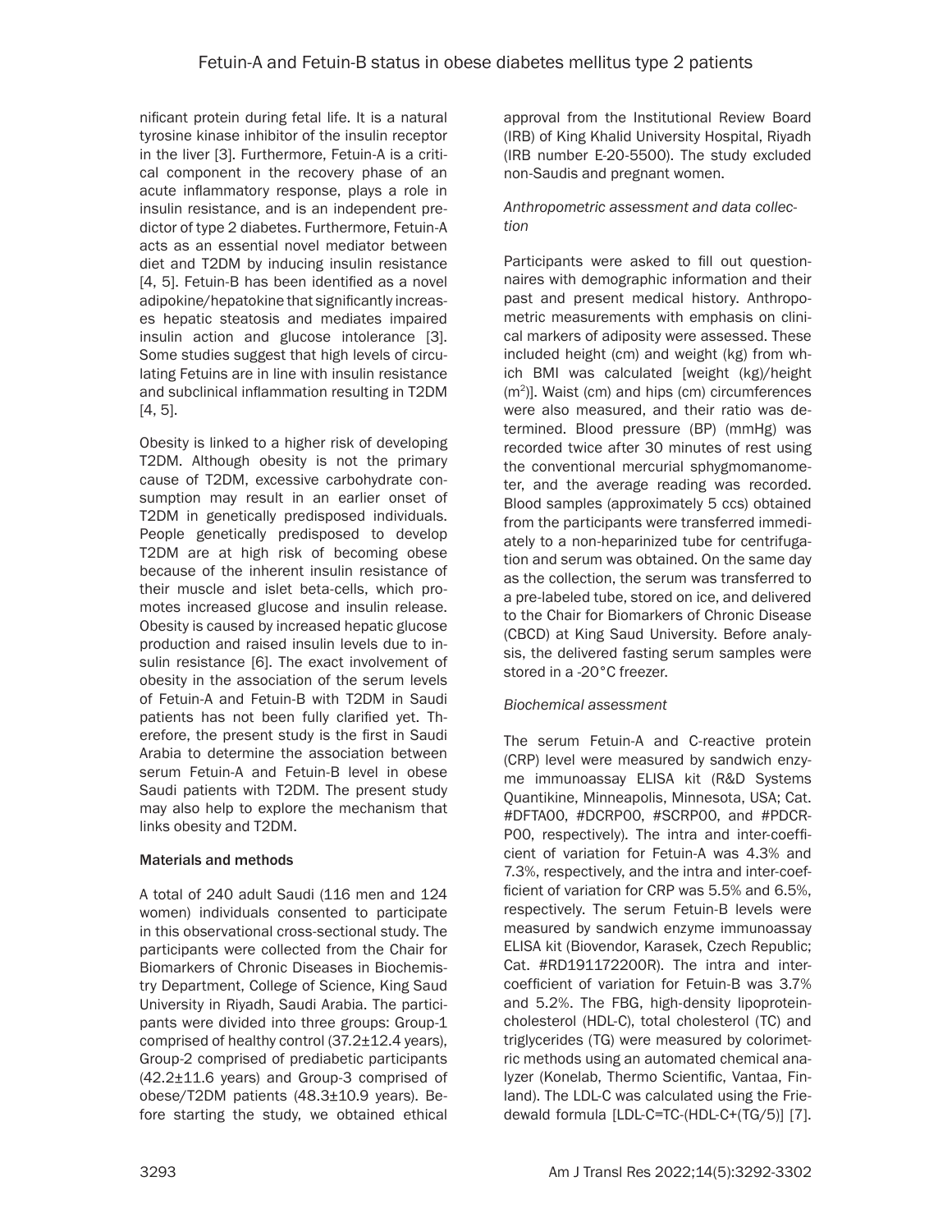nificant protein during fetal life. It is a natural tyrosine kinase inhibitor of the insulin receptor in the liver [3]. Furthermore, Fetuin-A is a critical component in the recovery phase of an acute inflammatory response, plays a role in insulin resistance, and is an independent predictor of type 2 diabetes. Furthermore, Fetuin-A acts as an essential novel mediator between diet and T2DM by inducing insulin resistance [4, 5]. Fetuin-B has been identified as a novel adipokine/hepatokine that significantly increases hepatic steatosis and mediates impaired insulin action and glucose intolerance [3]. Some studies suggest that high levels of circulating Fetuins are in line with insulin resistance and subclinical inflammation resulting in T2DM [4, 5].

Obesity is linked to a higher risk of developing T2DM. Although obesity is not the primary cause of T2DM, excessive carbohydrate consumption may result in an earlier onset of T2DM in genetically predisposed individuals. People genetically predisposed to develop T2DM are at high risk of becoming obese because of the inherent insulin resistance of their muscle and islet beta-cells, which promotes increased glucose and insulin release. Obesity is caused by increased hepatic glucose production and raised insulin levels due to insulin resistance [6]. The exact involvement of obesity in the association of the serum levels of Fetuin-A and Fetuin-B with T2DM in Saudi patients has not been fully clarified yet. Therefore, the present study is the first in Saudi Arabia to determine the association between serum Fetuin-A and Fetuin-B level in obese Saudi patients with T2DM. The present study may also help to explore the mechanism that links obesity and T2DM.

## Materials and methods

A total of 240 adult Saudi (116 men and 124 women) individuals consented to participate in this observational cross-sectional study. The participants were collected from the Chair for Biomarkers of Chronic Diseases in Biochemistry Department, College of Science, King Saud University in Riyadh, Saudi Arabia. The participants were divided into three groups: Group-1 comprised of healthy control (37.2±12.4 years), Group-2 comprised of prediabetic participants (42.2±11.6 years) and Group-3 comprised of obese/T2DM patients (48.3±10.9 years). Before starting the study, we obtained ethical approval from the Institutional Review Board (IRB) of King Khalid University Hospital, Riyadh (IRB number E-20-5500). The study excluded non-Saudis and pregnant women.

### *Anthropometric assessment and data collection*

Participants were asked to fill out questionnaires with demographic information and their past and present medical history. Anthropometric measurements with emphasis on clinical markers of adiposity were assessed. These included height (cm) and weight (kg) from which BMI was calculated [weight (kg)/height ($m^2$)]. Waist (cm) and hips (cm) circumferences were also measured, and their ratio was determined. Blood pressure (BP) (mmHg) was recorded twice after 30 minutes of rest using the conventional mercurial sphygmomanometer, and the average reading was recorded. Blood samples (approximately 5 ccs) obtained from the participants were transferred immediately to a non-heparinized tube for centrifugation and serum was obtained. On the same day as the collection, the serum was transferred to a pre-labeled tube, stored on ice, and delivered to the Chair for Biomarkers of Chronic Disease (CBCD) at King Saud University. Before analysis, the delivered fasting serum samples were stored in a -20°C freezer.

### *Biochemical assessment*

The serum Fetuin-A and C-reactive protein (CRP) level were measured by sandwich enzyme immunoassay ELISA kit (R&D Systems Quantikine, Minneapolis, Minnesota, USA; Cat. #DFTA00, #DCRP00, #SCRP00, and #PDCRP00, respectively). The intra and inter-coefficient of variation for Fetuin-A was 4.3% and 7.3%, respectively, and the intra and inter-coefficient of variation for CRP was 5.5% and 6.5%, respectively. The serum Fetuin-B levels were measured by sandwich enzyme immunoassay ELISA kit (Biovendor, Karasek, Czech Republic; Cat. #RD191172200R). The intra and inter-coefficient of variation for Fetuin-B was 3.7% and 5.2%. The FBG, high-density lipoprotein-cholesterol (HDL-C), total cholesterol (TC) and triglycerides (TG) were measured by colorimetric methods using an automated chemical analyzer (Konelab, Thermo Scientific, Vantaa, Finland). The LDL-C was calculated using the Friedewald formula [LDL-C=TC-(HDL-C+(TG/5)] [7].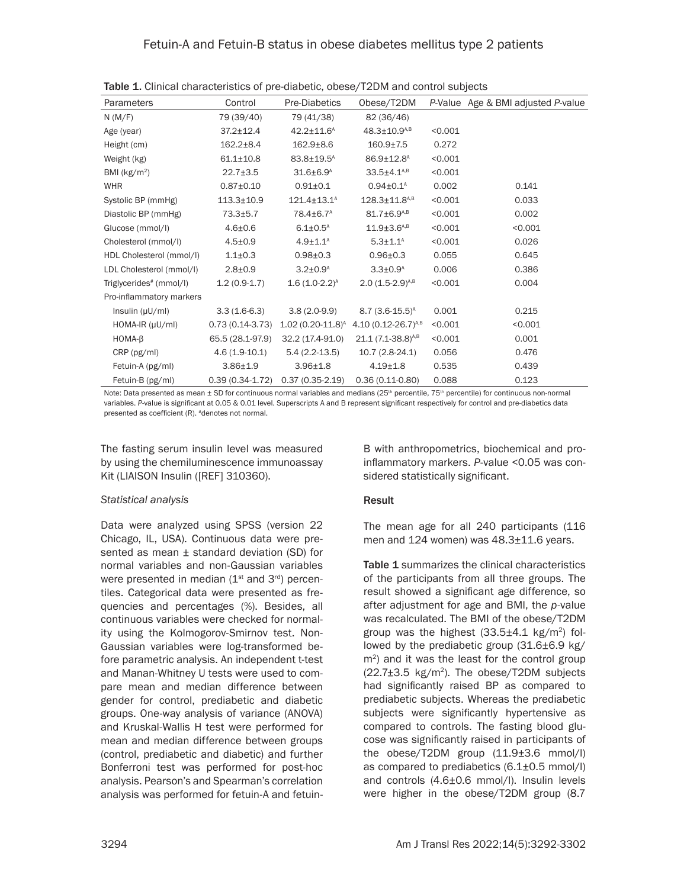**Table 1.** Clinical characteristics of pre-diabetic, obese/T2DM and control subjects

| Parameters | Control | Pre-Diabetics | Obese/T2DM | *P*-Value | Age & BMI adjusted *P*-value |
|---|---|---|---|---|---|
| N (M/F) | 79 (39/40) | 79 (41/38) | 82 (36/46) | | |
| Age (year) | 37.2±12.4 | 42.2±11.6[A] | 48.3±10.9[A,B] | <0.001 | |
| Height (cm) | 162.2±8.4 | 162.9±8.6 | 160.9±7.5 | 0.272 | |
| Weight (kg) | 61.1±10.8 | 83.8±19.5[A] | 86.9±12.8[A] | <0.001 | |
| BMI (kg/m$^2$) | 22.7±3.5 | 31.6±6.9[A] | 33.5±4.1[A,B] | <0.001 | |
| WHR | 0.87±0.10 | 0.91±0.1 | 0.94±0.1[A] | 0.002 | 0.141 |
| Systolic BP (mmHg) | 113.3±10.9 | 121.4±13.1[A] | 128.3±11.8[A,B] | <0.001 | 0.033 |
| Diastolic BP (mmHg) | 73.3±5.7 | 78.4±6.7[A] | 81.7±6.9[A,B] | <0.001 | 0.002 |
| Glucose (mmol/l) | 4.6±0.6 | 6.1±0.5[A] | 11.9±3.6[A,B] | <0.001 | <0.001 |
| Cholesterol (mmol/l) | 4.5±0.9 | 4.9±1.1[A] | 5.3±1.1[A] | <0.001 | 0.026 |
| HDL Cholesterol (mmol/l) | 1.1±0.3 | 0.98±0.3 | 0.96±0.3 | 0.055 | 0.645 |
| LDL Cholesterol (mmol/l) | 2.8±0.9 | 3.2±0.9[A] | 3.3±0.9[A] | 0.006 | 0.386 |
| Triglycerides[#] (mmol/l) | 1.2 (0.9-1.7) | 1.6 (1.0-2.2)[A] | 2.0 (1.5-2.9)[A,B] | <0.001 | 0.004 |
| Pro-inflammatory markers | | | | | |
| Insulin (μU/ml) | 3.3 (1.6-6.3) | 3.8 (2.0-9.9) | 8.7 (3.6-15.5)[A] | 0.001 | 0.215 |
| HOMA-IR (μU/ml) | 0.73 (0.14-3.73) | 1.02 (0.20-11.8)[A] | 4.10 (0.12-26.7)[A,B] | <0.001 | <0.001 |
| HOMA-β | 65.5 (28.1-97.9) | 32.2 (17.4-91.0) | 21.1 (7.1-38.8)[A,B] | <0.001 | 0.001 |
| CRP (pg/ml) | 4.6 (1.9-10.1) | 5.4 (2.2-13.5) | 10.7 (2.8-24.1) | 0.056 | 0.476 |
| Fetuin-A (pg/ml) | 3.86±1.9 | 3.96±1.8 | 4.19±1.8 | 0.535 | 0.439 |
| Fetuin-B (pg/ml) | 0.39 (0.34-1.72) | 0.37 (0.35-2.19) | 0.36 (0.11-0.80) | 0.088 | 0.123 |

Note: Data presented as mean ± SD for continuous normal variables and medians (25th percentile, 75th percentile) for continuous non-normal variables. *P*-value is significant at 0.05 & 0.01 level. Superscripts A and B represent significant respectively for control and pre-diabetics data presented as coefficient (R). #denotes not normal.

The fasting serum insulin level was measured by using the chemiluminescence immunoassay Kit (LIAISON Insulin ([REF] 310360).

*Statistical analysis*

Data were analyzed using SPSS (version 22 Chicago, IL, USA). Continuous data were presented as mean ± standard deviation (SD) for normal variables and non-Gaussian variables were presented in median (1st and 3rd) percentiles. Categorical data were presented as frequencies and percentages (%). Besides, all continuous variables were checked for normality using the Kolmogorov-Smirnov test. Non-Gaussian variables were log-transformed before parametric analysis. An independent t-test and Manan-Whitney U tests were used to compare mean and median difference between gender for control, prediabetic and diabetic groups. One-way analysis of variance (ANOVA) and Kruskal-Wallis H test were performed for mean and median difference between groups (control, prediabetic and diabetic) and further Bonferroni test was performed for post-hoc analysis. Pearson's and Spearman's correlation analysis was performed for fetuin-A and fetuin-B with anthropometrics, biochemical and pro-inflammatory markers. *P*-value <0.05 was considered statistically significant.

## Result

The mean age for all 240 participants (116 men and 124 women) was 48.3±11.6 years.

**Table 1** summarizes the clinical characteristics of the participants from all three groups. The result showed a significant age difference, so after adjustment for age and BMI, the *p*-value was recalculated. The BMI of the obese/T2DM group was the highest (33.5±4.1 kg/m$^2$) followed by the prediabetic group (31.6±6.9 kg/m$^2$) and it was the least for the control group (22.7±3.5 kg/m$^2$). The obese/T2DM subjects had significantly raised BP as compared to prediabetic subjects. Whereas the prediabetic subjects were significantly hypertensive as compared to controls. The fasting blood glucose was significantly raised in participants of the obese/T2DM group (11.9±3.6 mmol/l) as compared to prediabetics (6.1±0.5 mmol/l) and controls (4.6±0.6 mmol/l). Insulin levels were higher in the obese/T2DM group (8.7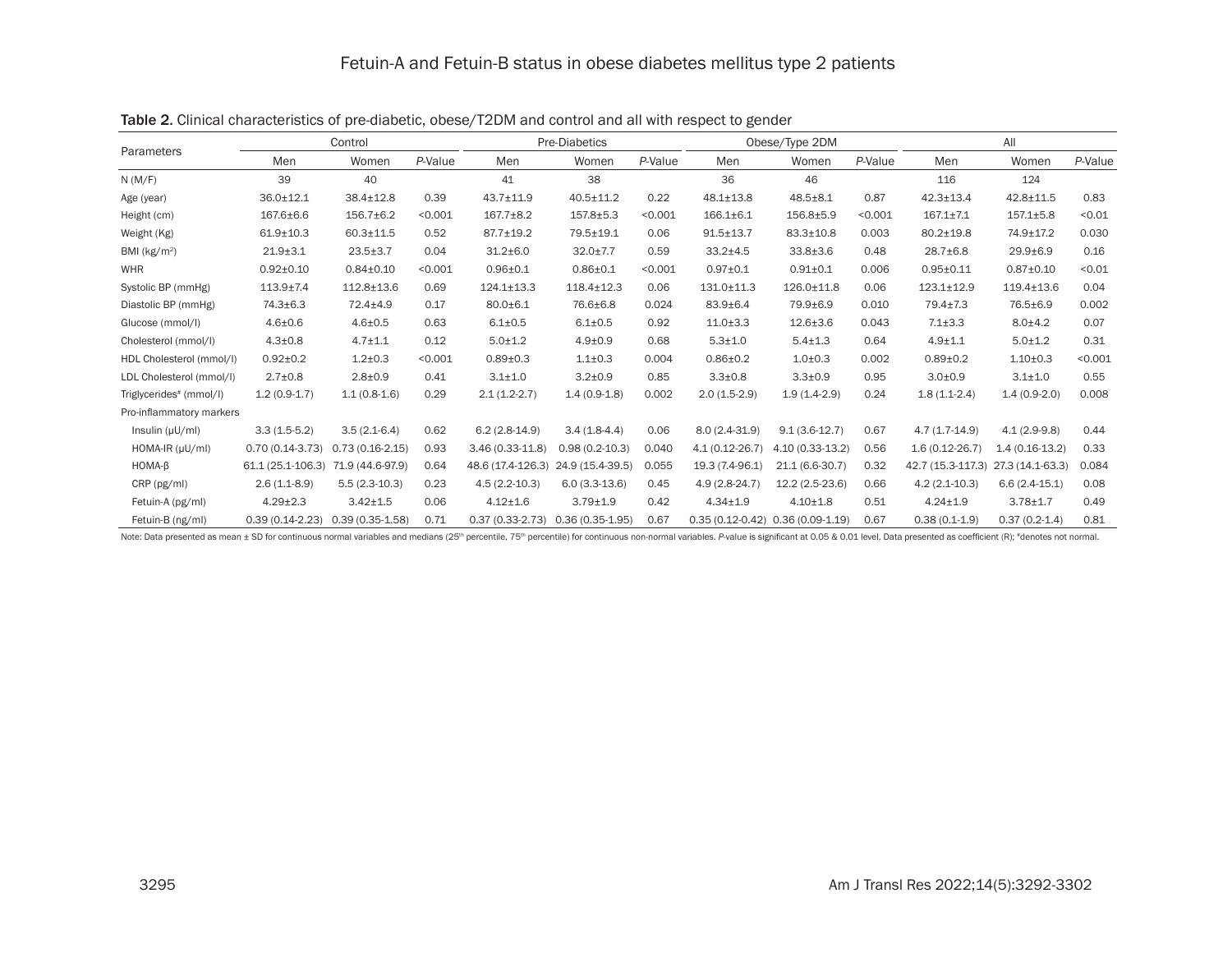**Table 2.** Clinical characteristics of pre-diabetic, obese/T2DM and control and all with respect to gender

| Parameters | Control | | | Pre-Diabetics | | | Obese/Type 2DM | | | All | | |
|---|---|---|---|---|---|---|---|---|---|---|---|---|
| | Men | Women | *P*-Value | Men | Women | *P*-Value | Men | Women | *P*-Value | Men | Women | *P*-Value |
| N (M/F) | 39 | 40 | | 41 | 38 | | 36 | 46 | | 116 | 124 | |
| Age (year) | 36.0±12.1 | 38.4±12.8 | 0.39 | 43.7±11.9 | 40.5±11.2 | 0.22 | 48.1±13.8 | 48.5±8.1 | 0.87 | 42.3±13.4 | 42.8±11.5 | 0.83 |
| Height (cm) | 167.6±6.6 | 156.7±6.2 | <0.001 | 167.7±8.2 | 157.8±5.3 | <0.001 | 166.1±6.1 | 156.8±5.9 | <0.001 | 167.1±7.1 | 157.1±5.8 | <0.01 |
| Weight (Kg) | 61.9±10.3 | 60.3±11.5 | 0.52 | 87.7±19.2 | 79.5±19.1 | 0.06 | 91.5±13.7 | 83.3±10.8 | 0.003 | 80.2±19.8 | 74.9±17.2 | 0.030 |
| BMI (kg/m$^2$) | 21.9±3.1 | 23.5±3.7 | 0.04 | 31.2±6.0 | 32.0±7.7 | 0.59 | 33.2±4.5 | 33.8±3.6 | 0.48 | 28.7±6.8 | 29.9±6.9 | 0.16 |
| WHR | 0.92±0.10 | 0.84±0.10 | <0.001 | 0.96±0.1 | 0.86±0.1 | <0.001 | 0.97±0.1 | 0.91±0.1 | 0.006 | 0.95±0.11 | 0.87±0.10 | <0.01 |
| Systolic BP (mmHg) | 113.9±7.4 | 112.8±13.6 | 0.69 | 124.1±13.3 | 118.4±12.3 | 0.06 | 131.0±11.3 | 126.0±11.8 | 0.06 | 123.1±12.9 | 119.4±13.6 | 0.04 |
| Diastolic BP (mmHg) | 74.3±6.3 | 72.4±4.9 | 0.17 | 80.0±6.1 | 76.6±6.8 | 0.024 | 83.9±6.4 | 79.9±6.9 | 0.010 | 79.4±7.3 | 76.5±6.9 | 0.002 |
| Glucose (mmol/l) | 4.6±0.6 | 4.6±0.5 | 0.63 | 6.1±0.5 | 6.1±0.5 | 0.92 | 11.0±3.3 | 12.6±3.6 | 0.043 | 7.1±3.3 | 8.0±4.2 | 0.07 |
| Cholesterol (mmol/l) | 4.3±0.8 | 4.7±1.1 | 0.12 | 5.0±1.2 | 4.9±0.9 | 0.68 | 5.3±1.0 | 5.4±1.3 | 0.64 | 4.9±1.1 | 5.0±1.2 | 0.31 |
| HDL Cholesterol (mmol/l) | 0.92±0.2 | 1.2±0.3 | <0.001 | 0.89±0.3 | 1.1±0.3 | 0.004 | 0.86±0.2 | 1.0±0.3 | 0.002 | 0.89±0.2 | 1.10±0.3 | <0.001 |
| LDL Cholesterol (mmol/l) | 2.7±0.8 | 2.8±0.9 | 0.41 | 3.1±1.0 | 3.2±0.9 | 0.85 | 3.3±0.8 | 3.3±0.9 | 0.95 | 3.0±0.9 | 3.1±1.0 | 0.55 |
| Triglycerides[#] (mmol/l) | 1.2 (0.9-1.7) | 1.1 (0.8-1.6) | 0.29 | 2.1 (1.2-2.7) | 1.4 (0.9-1.8) | 0.002 | 2.0 (1.5-2.9) | 1.9 (1.4-2.9) | 0.24 | 1.8 (1.1-2.4) | 1.4 (0.9-2.0) | 0.008 |
| Pro-inflammatory markers | | | | | | | | | | | | |
| Insulin (μU/ml) | 3.3 (1.5-5.2) | 3.5 (2.1-6.4) | 0.62 | 6.2 (2.8-14.9) | 3.4 (1.8-4.4) | 0.06 | 8.0 (2.4-31.9) | 9.1 (3.6-12.7) | 0.67 | 4.7 (1.7-14.9) | 4.1 (2.9-9.8) | 0.44 |
| HOMA-IR (μU/ml) | 0.70 (0.14-3.73) | 0.73 (0.16-2.15) | 0.93 | 3.46 (0.33-11.8) | 0.98 (0.2-10.3) | 0.040 | 4.1 (0.12-26.7) | 4.10 (0.33-13.2) | 0.56 | 1.6 (0.12-26.7) | 1.4 (0.16-13.2) | 0.33 |
| HOMA-β | 61.1 (25.1-106.3) | 71.9 (44.6-97.9) | 0.64 | 48.6 (17.4-126.3) | 24.9 (15.4-39.5) | 0.055 | 19.3 (7.4-96.1) | 21.1 (6.6-30.7) | 0.32 | 42.7 (15.3-117.3) | 27.3 (14.1-63.3) | 0.084 |
| CRP (pg/ml) | 2.6 (1.1-8.9) | 5.5 (2.3-10.3) | 0.23 | 4.5 (2.2-10.3) | 6.0 (3.3-13.6) | 0.45 | 4.9 (2.8-24.7) | 12.2 (2.5-23.6) | 0.66 | 4.2 (2.1-10.3) | 6.6 (2.4-15.1) | 0.08 |
| Fetuin-A (pg/ml) | 4.29±2.3 | 3.42±1.5 | 0.06 | 4.12±1.6 | 3.79±1.9 | 0.42 | 4.34±1.9 | 4.10±1.8 | 0.51 | 4.24±1.9 | 3.78±1.7 | 0.49 |
| Fetuin-B (ng/ml) | 0.39 (0.14-2.23) | 0.39 (0.35-1.58) | 0.71 | 0.37 (0.33-2.73) | 0.36 (0.35-1.95) | 0.67 | 0.35 (0.12-0.42) | 0.36 (0.09-1.19) | 0.67 | 0.38 (0.1-1.9) | 0.37 (0.2-1.4) | 0.81 |

Note: Data presented as mean ± SD for continuous normal variables and medians (25th percentile, 75th percentile) for continuous non-normal variables. *P*-value is significant at 0.05 & 0.01 level. Data presented as coefficient (R); #denotes not normal.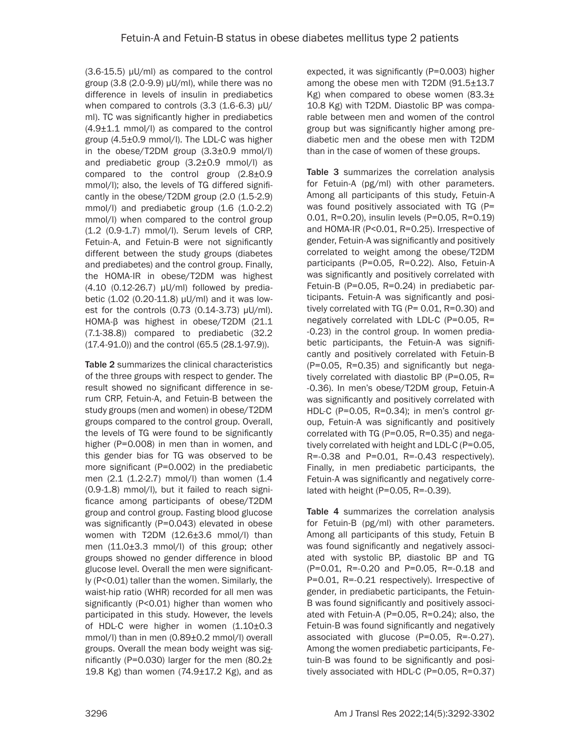(3.6-15.5) µU/ml) as compared to the control group (3.8 (2.0-9.9) µU/ml), while there was no difference in levels of insulin in prediabetics when compared to controls (3.3 (1.6-6.3) µU/ml). TC was significantly higher in prediabetics (4.9±1.1 mmol/l) as compared to the control group (4.5±0.9 mmol/l). The LDL-C was higher in the obese/T2DM group (3.3±0.9 mmol/l) and prediabetic group (3.2±0.9 mmol/l) as compared to the control group (2.8±0.9 mmol/l); also, the levels of TG differed significantly in the obese/T2DM group (2.0 (1.5-2.9) mmol/l) and prediabetic group (1.6 (1.0-2.2) mmol/l) when compared to the control group (1.2 (0.9-1.7) mmol/l). Serum levels of CRP, Fetuin-A, and Fetuin-B were not significantly different between the study groups (diabetes and prediabetes) and the control group. Finally, the HOMA-IR in obese/T2DM was highest (4.10 (0.12-26.7) µU/ml) followed by prediabetic (1.02 (0.20-11.8) µU/ml) and it was lowest for the controls (0.73 (0.14-3.73) µU/ml). HOMA-β was highest in obese/T2DM (21.1 (7.1-38.8)) compared to prediabetic (32.2 (17.4-91.0)) and the control (65.5 (28.1-97.9)).

**Table 2** summarizes the clinical characteristics of the three groups with respect to gender. The result showed no significant difference in serum CRP, Fetuin-A, and Fetuin-B between the study groups (men and women) in obese/T2DM groups compared to the control group. Overall, the levels of TG were found to be significantly higher (P=0.008) in men than in women, and this gender bias for TG was observed to be more significant (P=0.002) in the prediabetic men (2.1 (1.2-2.7) mmol/l) than women (1.4 (0.9-1.8) mmol/l), but it failed to reach significance among participants of obese/T2DM group and control group. Fasting blood glucose was significantly (P=0.043) elevated in obese women with T2DM (12.6±3.6 mmol/l) than men (11.0±3.3 mmol/l) of this group; other groups showed no gender difference in blood glucose level. Overall the men were significantly (P<0.01) taller than the women. Similarly, the waist-hip ratio (WHR) recorded for all men was significantly (P<0.01) higher than women who participated in this study. However, the levels of HDL-C were higher in women (1.10±0.3 mmol/l) than in men (0.89±0.2 mmol/l) overall groups. Overall the mean body weight was significantly (P=0.030) larger for the men (80.2±19.8 Kg) than women (74.9±17.2 Kg), and as expected, it was significantly (P=0.003) higher among the obese men with T2DM (91.5±13.7 Kg) when compared to obese women (83.3±10.8 Kg) with T2DM. Diastolic BP was comparable between men and women of the control group but was significantly higher among prediabetic men and the obese men with T2DM than in the case of women of these groups.

**Table 3** summarizes the correlation analysis for Fetuin-A (pg/ml) with other parameters. Among all participants of this study, Fetuin-A was found positively associated with TG (P=0.01, R=0.20), insulin levels (P=0.05, R=0.19) and HOMA-IR (P<0.01, R=0.25). Irrespective of gender, Fetuin-A was significantly and positively correlated to weight among the obese/T2DM participants (P=0.05, R=0.22). Also, Fetuin-A was significantly and positively correlated with Fetuin-B (P=0.05, R=0.24) in prediabetic participants. Fetuin-A was significantly and positively correlated with TG (P= 0.01, R=0.30) and negatively correlated with LDL-C (P=0.05, R=-0.23) in the control group. In women prediabetic participants, the Fetuin-A was significantly and positively correlated with Fetuin-B (P=0.05, R=0.35) and significantly but negatively correlated with diastolic BP (P=0.05, R=-0.36). In men's obese/T2DM group, Fetuin-A was significantly and positively correlated with HDL-C (P=0.05, R=0.34); in men's control group, Fetuin-A was significantly and positively correlated with TG (P=0.05, R=0.35) and negatively correlated with height and LDL-C (P=0.05, R=-0.38 and P=0.01, R=-0.43 respectively). Finally, in men prediabetic participants, the Fetuin-A was significantly and negatively correlated with height (P=0.05, R=-0.39).

**Table 4** summarizes the correlation analysis for Fetuin-B (pg/ml) with other parameters. Among all participants of this study, Fetuin B was found significantly and negatively associated with systolic BP, diastolic BP and TG (P=0.01, R=-0.20 and P=0.05, R=-0.18 and P=0.01, R=-0.21 respectively). Irrespective of gender, in prediabetic participants, the Fetuin-B was found significantly and positively associated with Fetuin-A (P=0.05, R=0.24); also, the Fetuin-B was found significantly and negatively associated with glucose (P=0.05, R=-0.27). Among the women prediabetic participants, Fetuin-B was found to be significantly and positively associated with HDL-C (P=0.05, R=0.37)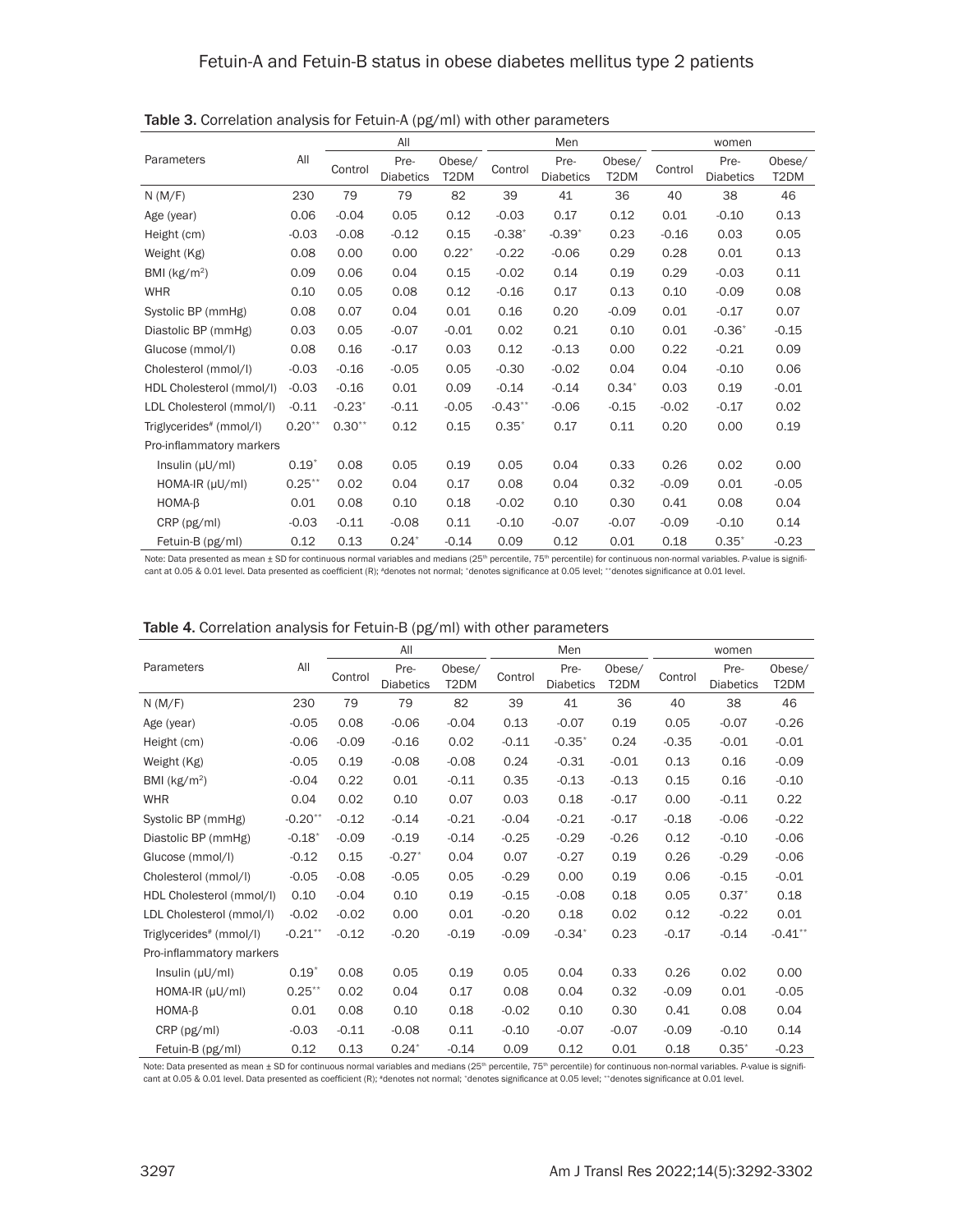**Table 3.** Correlation analysis for Fetuin-A (pg/ml) with other parameters

| Parameters | All | All | | | Men | | | women | | |
|---|---|---|---|---|---|---|---|---|---|---|
| | | Control | Pre-Diabetics | Obese/T2DM | Control | Pre-Diabetics | Obese/T2DM | Control | Pre-Diabetics | Obese/T2DM |
| N (M/F) | 230 | 79 | 79 | 82 | 39 | 41 | 36 | 40 | 38 | 46 |
| Age (year) | 0.06 | -0.04 | 0.05 | 0.12 | -0.03 | 0.17 | 0.12 | 0.01 | -0.10 | 0.13 |
| Height (cm) | -0.03 | -0.08 | -0.12 | 0.15 | -0.38* | -0.39* | 0.23 | -0.16 | 0.03 | 0.05 |
| Weight (Kg) | 0.08 | 0.00 | 0.00 | 0.22* | -0.22 | -0.06 | 0.29 | 0.28 | 0.01 | 0.13 |
| BMI (kg/m$^2$) | 0.09 | 0.06 | 0.04 | 0.15 | -0.02 | 0.14 | 0.19 | 0.29 | -0.03 | 0.11 |
| WHR | 0.10 | 0.05 | 0.08 | 0.12 | -0.16 | 0.17 | 0.13 | 0.10 | -0.09 | 0.08 |
| Systolic BP (mmHg) | 0.08 | 0.07 | 0.04 | 0.01 | 0.16 | 0.20 | -0.09 | 0.01 | -0.17 | 0.07 |
| Diastolic BP (mmHg) | 0.03 | 0.05 | -0.07 | -0.01 | 0.02 | 0.21 | 0.10 | 0.01 | -0.36* | -0.15 |
| Glucose (mmol/l) | 0.08 | 0.16 | -0.17 | 0.03 | 0.12 | -0.13 | 0.00 | 0.22 | -0.21 | 0.09 |
| Cholesterol (mmol/l) | -0.03 | -0.16 | -0.05 | 0.05 | -0.30 | -0.02 | 0.04 | 0.04 | -0.10 | 0.06 |
| HDL Cholesterol (mmol/l) | -0.03 | -0.16 | 0.01 | 0.09 | -0.14 | -0.14 | 0.34* | 0.03 | 0.19 | -0.01 |
| LDL Cholesterol (mmol/l) | -0.11 | -0.23* | -0.11 | -0.05 | -0.43** | -0.06 | -0.15 | -0.02 | -0.17 | 0.02 |
| Triglycerides# (mmol/l) | 0.20** | 0.30** | 0.12 | 0.15 | 0.35* | 0.17 | 0.11 | 0.20 | 0.00 | 0.19 |
| Pro-inflammatory markers | | | | | | | | | | |
| Insulin (μU/ml) | 0.19* | 0.08 | 0.05 | 0.19 | 0.05 | 0.04 | 0.33 | 0.26 | 0.02 | 0.00 |
| HOMA-IR (μU/ml) | 0.25** | 0.02 | 0.04 | 0.17 | 0.08 | 0.04 | 0.32 | -0.09 | 0.01 | -0.05 |
| HOMA-β | 0.01 | 0.08 | 0.10 | 0.18 | -0.02 | 0.10 | 0.30 | 0.41 | 0.08 | 0.04 |
| CRP (pg/ml) | -0.03 | -0.11 | -0.08 | 0.11 | -0.10 | -0.07 | -0.07 | -0.09 | -0.10 | 0.14 |
| Fetuin-B (pg/ml) | 0.12 | 0.13 | 0.24* | -0.14 | 0.09 | 0.12 | 0.01 | 0.18 | 0.35* | -0.23 |

Note: Data presented as mean ± SD for continuous normal variables and medians (25th percentile, 75th percentile) for continuous non-normal variables. *P*-value is significant at 0.05 & 0.01 level. Data presented as coefficient (R); #denotes not normal; *denotes significance at 0.05 level; **denotes significance at 0.01 level.

**Table 4.** Correlation analysis for Fetuin-B (pg/ml) with other parameters

| Parameters | All | All | | | Men | | | women | | |
|---|---|---|---|---|---|---|---|---|---|---|
| | | Control | Pre-Diabetics | Obese/T2DM | Control | Pre-Diabetics | Obese/T2DM | Control | Pre-Diabetics | Obese/T2DM |
| N (M/F) | 230 | 79 | 79 | 82 | 39 | 41 | 36 | 40 | 38 | 46 |
| Age (year) | -0.05 | 0.08 | -0.06 | -0.04 | 0.13 | -0.07 | 0.19 | 0.05 | -0.07 | -0.26 |
| Height (cm) | -0.06 | -0.09 | -0.16 | 0.02 | -0.11 | -0.35* | 0.24 | -0.35 | -0.01 | -0.01 |
| Weight (Kg) | -0.05 | 0.19 | -0.08 | -0.08 | 0.24 | -0.31 | -0.01 | 0.13 | 0.16 | -0.09 |
| BMI (kg/m$^2$) | -0.04 | 0.22 | 0.01 | -0.11 | 0.35 | -0.13 | -0.13 | 0.15 | 0.16 | -0.10 |
| WHR | 0.04 | 0.02 | 0.10 | 0.07 | 0.03 | 0.18 | -0.17 | 0.00 | -0.11 | 0.22 |
| Systolic BP (mmHg) | -0.20** | -0.12 | -0.14 | -0.21 | -0.04 | -0.21 | -0.17 | -0.18 | -0.06 | -0.22 |
| Diastolic BP (mmHg) | -0.18* | -0.09 | -0.19 | -0.14 | -0.25 | -0.29 | -0.26 | 0.12 | -0.10 | -0.06 |
| Glucose (mmol/l) | -0.12 | 0.15 | -0.27* | 0.04 | 0.07 | -0.27 | 0.19 | 0.26 | -0.29 | -0.06 |
| Cholesterol (mmol/l) | -0.05 | -0.08 | -0.05 | 0.05 | -0.29 | 0.00 | 0.19 | 0.06 | -0.15 | -0.01 |
| HDL Cholesterol (mmol/l) | 0.10 | -0.04 | 0.10 | 0.19 | -0.15 | -0.08 | 0.18 | 0.05 | 0.37* | 0.18 |
| LDL Cholesterol (mmol/l) | -0.02 | -0.02 | 0.00 | 0.01 | -0.20 | 0.18 | 0.02 | 0.12 | -0.22 | 0.01 |
| Triglycerides# (mmol/l) | -0.21** | -0.12 | -0.20 | -0.19 | -0.09 | -0.34* | 0.23 | -0.17 | -0.14 | -0.41** |
| Pro-inflammatory markers | | | | | | | | | | |
| Insulin (μU/ml) | 0.19* | 0.08 | 0.05 | 0.19 | 0.05 | 0.04 | 0.33 | 0.26 | 0.02 | 0.00 |
| HOMA-IR (μU/ml) | 0.25** | 0.02 | 0.04 | 0.17 | 0.08 | 0.04 | 0.32 | -0.09 | 0.01 | -0.05 |
| HOMA-β | 0.01 | 0.08 | 0.10 | 0.18 | -0.02 | 0.10 | 0.30 | 0.41 | 0.08 | 0.04 |
| CRP (pg/ml) | -0.03 | -0.11 | -0.08 | 0.11 | -0.10 | -0.07 | -0.07 | -0.09 | -0.10 | 0.14 |
| Fetuin-B (pg/ml) | 0.12 | 0.13 | 0.24* | -0.14 | 0.09 | 0.12 | 0.01 | 0.18 | 0.35* | -0.23 |

Note: Data presented as mean ± SD for continuous normal variables and medians (25th percentile, 75th percentile) for continuous non-normal variables. *P*-value is significant at 0.05 & 0.01 level. Data presented as coefficient (R); #denotes not normal; *denotes significance at 0.05 level; **denotes significance at 0.01 level.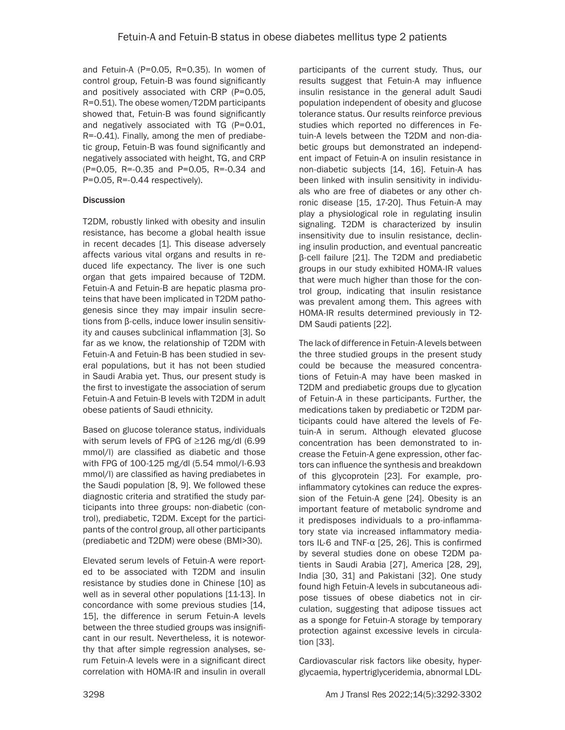and Fetuin-A (P=0.05, R=0.35). In women of control group, Fetuin-B was found significantly and positively associated with CRP (P=0.05, R=0.51). The obese women/T2DM participants showed that, Fetuin-B was found significantly and negatively associated with TG (P=0.01, R=-0.41). Finally, among the men of prediabetic group, Fetuin-B was found significantly and negatively associated with height, TG, and CRP (P=0.05, R=-0.35 and P=0.05, R=-0.34 and P=0.05, R=-0.44 respectively).

## Discussion

T2DM, robustly linked with obesity and insulin resistance, has become a global health issue in recent decades [1]. This disease adversely affects various vital organs and results in reduced life expectancy. The liver is one such organ that gets impaired because of T2DM. Fetuin-A and Fetuin-B are hepatic plasma proteins that have been implicated in T2DM pathogenesis since they may impair insulin secretions from β-cells, induce lower insulin sensitivity and causes subclinical inflammation [3]. So far as we know, the relationship of T2DM with Fetuin-A and Fetuin-B has been studied in several populations, but it has not been studied in Saudi Arabia yet. Thus, our present study is the first to investigate the association of serum Fetuin-A and Fetuin-B levels with T2DM in adult obese patients of Saudi ethnicity.

Based on glucose tolerance status, individuals with serum levels of FPG of ≥126 mg/dl (6.99 mmol/l) are classified as diabetic and those with FPG of 100-125 mg/dl (5.54 mmol/l-6.93 mmol/l) are classified as having prediabetes in the Saudi population [8, 9]. We followed these diagnostic criteria and stratified the study participants into three groups: non-diabetic (control), prediabetic, T2DM. Except for the participants of the control group, all other participants (prediabetic and T2DM) were obese (BMI>30).

Elevated serum levels of Fetuin-A were reported to be associated with T2DM and insulin resistance by studies done in Chinese [10] as well as in several other populations [11-13]. In concordance with some previous studies [14, 15], the difference in serum Fetuin-A levels between the three studied groups was insignificant in our result. Nevertheless, it is noteworthy that after simple regression analyses, serum Fetuin-A levels were in a significant direct correlation with HOMA-IR and insulin in overall participants of the current study. Thus, our results suggest that Fetuin-A may influence insulin resistance in the general adult Saudi population independent of obesity and glucose tolerance status. Our results reinforce previous studies which reported no differences in Fetuin-A levels between the T2DM and non-diabetic groups but demonstrated an independent impact of Fetuin-A on insulin resistance in non-diabetic subjects [14, 16]. Fetuin-A has been linked with insulin sensitivity in individuals who are free of diabetes or any other chronic disease [15, 17-20]. Thus Fetuin-A may play a physiological role in regulating insulin signaling. T2DM is characterized by insulin insensitivity due to insulin resistance, declining insulin production, and eventual pancreatic β-cell failure [21]. The T2DM and prediabetic groups in our study exhibited HOMA-IR values that were much higher than those for the control group, indicating that insulin resistance was prevalent among them. This agrees with HOMA-IR results determined previously in T2DM Saudi patients [22].

The lack of difference in Fetuin-A levels between the three studied groups in the present study could be because the measured concentrations of Fetuin-A may have been masked in T2DM and prediabetic groups due to glycation of Fetuin-A in these participants. Further, the medications taken by prediabetic or T2DM participants could have altered the levels of Fetuin-A in serum. Although elevated glucose concentration has been demonstrated to increase the Fetuin-A gene expression, other factors can influence the synthesis and breakdown of this glycoprotein [23]. For example, proinflammatory cytokines can reduce the expression of the Fetuin-A gene [24]. Obesity is an important feature of metabolic syndrome and it predisposes individuals to a pro-inflammatory state via increased inflammatory mediators IL-6 and TNF-α [25, 26]. This is confirmed by several studies done on obese T2DM patients in Saudi Arabia [27], America [28, 29], India [30, 31] and Pakistani [32]. One study found high Fetuin-A levels in subcutaneous adipose tissues of obese diabetics not in circulation, suggesting that adipose tissues act as a sponge for Fetuin-A storage by temporary protection against excessive levels in circulation [33].

Cardiovascular risk factors like obesity, hyperglycaemia, hypertriglyceridemia, abnormal LDL-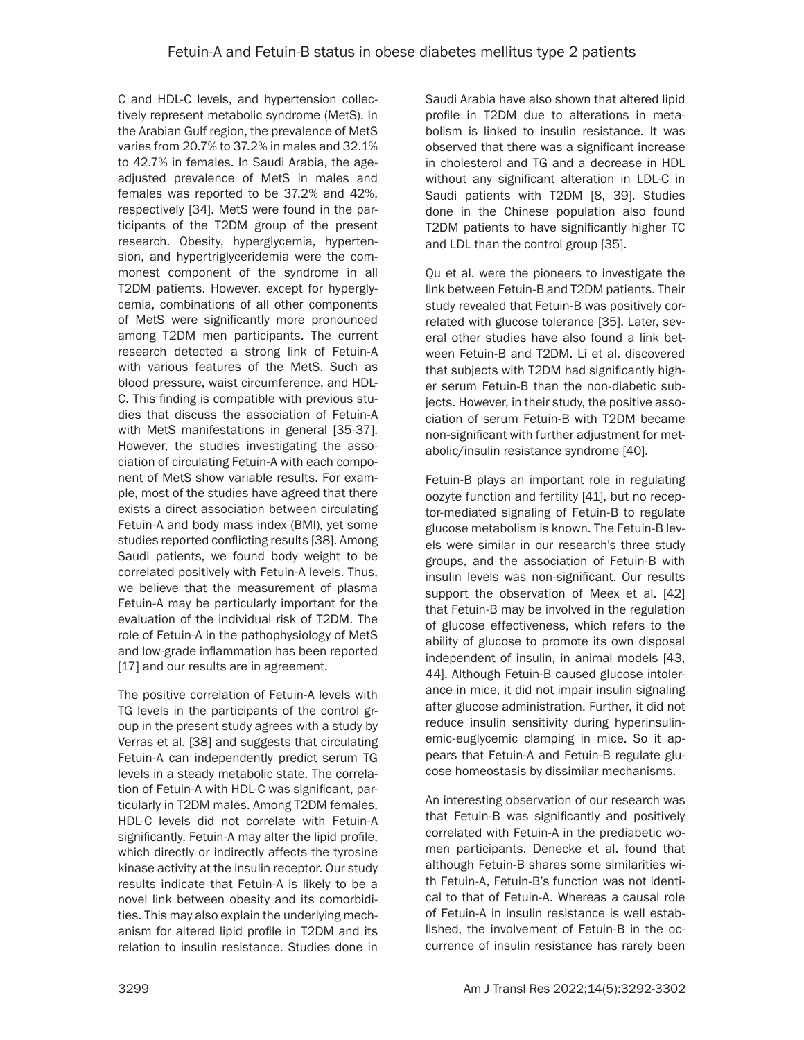C and HDL-C levels, and hypertension collectively represent metabolic syndrome (MetS). In the Arabian Gulf region, the prevalence of MetS varies from 20.7% to 37.2% in males and 32.1% to 42.7% in females. In Saudi Arabia, the age-adjusted prevalence of MetS in males and females was reported to be 37.2% and 42%, respectively [34]. MetS were found in the participants of the T2DM group of the present research. Obesity, hyperglycemia, hypertension, and hypertriglyceridemia were the commonest component of the syndrome in all T2DM patients. However, except for hyperglycemia, combinations of all other components of MetS were significantly more pronounced among T2DM men participants. The current research detected a strong link of Fetuin-A with various features of the MetS. Such as blood pressure, waist circumference, and HDL-C. This finding is compatible with previous studies that discuss the association of Fetuin-A with MetS manifestations in general [35-37]. However, the studies investigating the association of circulating Fetuin-A with each component of MetS show variable results. For example, most of the studies have agreed that there exists a direct association between circulating Fetuin-A and body mass index (BMI), yet some studies reported conflicting results [38]. Among Saudi patients, we found body weight to be correlated positively with Fetuin-A levels. Thus, we believe that the measurement of plasma Fetuin-A may be particularly important for the evaluation of the individual risk of T2DM. The role of Fetuin-A in the pathophysiology of MetS and low-grade inflammation has been reported [17] and our results are in agreement.

The positive correlation of Fetuin-A levels with TG levels in the participants of the control group in the present study agrees with a study by Verras et al. [38] and suggests that circulating Fetuin-A can independently predict serum TG levels in a steady metabolic state. The correlation of Fetuin-A with HDL-C was significant, particularly in T2DM males. Among T2DM females, HDL-C levels did not correlate with Fetuin-A significantly. Fetuin-A may alter the lipid profile, which directly or indirectly affects the tyrosine kinase activity at the insulin receptor. Our study results indicate that Fetuin-A is likely to be a novel link between obesity and its comorbidities. This may also explain the underlying mechanism for altered lipid profile in T2DM and its relation to insulin resistance. Studies done in Saudi Arabia have also shown that altered lipid profile in T2DM due to alterations in metabolism is linked to insulin resistance. It was observed that there was a significant increase in cholesterol and TG and a decrease in HDL without any significant alteration in LDL-C in Saudi patients with T2DM [8, 39]. Studies done in the Chinese population also found T2DM patients to have significantly higher TC and LDL than the control group [35].

Qu et al. were the pioneers to investigate the link between Fetuin-B and T2DM patients. Their study revealed that Fetuin-B was positively correlated with glucose tolerance [35]. Later, several other studies have also found a link between Fetuin-B and T2DM. Li et al. discovered that subjects with T2DM had significantly higher serum Fetuin-B than the non-diabetic subjects. However, in their study, the positive association of serum Fetuin-B with T2DM became non-significant with further adjustment for metabolic/insulin resistance syndrome [40].

Fetuin-B plays an important role in regulating oozyte function and fertility [41], but no receptor-mediated signaling of Fetuin-B to regulate glucose metabolism is known. The Fetuin-B levels were similar in our research's three study groups, and the association of Fetuin-B with insulin levels was non-significant. Our results support the observation of Meex et al. [42] that Fetuin-B may be involved in the regulation of glucose effectiveness, which refers to the ability of glucose to promote its own disposal independent of insulin, in animal models [43, 44]. Although Fetuin-B caused glucose intolerance in mice, it did not impair insulin signaling after glucose administration. Further, it did not reduce insulin sensitivity during hyperinsulinemic-euglycemic clamping in mice. So it appears that Fetuin-A and Fetuin-B regulate glucose homeostasis by dissimilar mechanisms.

An interesting observation of our research was that Fetuin-B was significantly and positively correlated with Fetuin-A in the prediabetic women participants. Denecke et al. found that although Fetuin-B shares some similarities with Fetuin-A, Fetuin-B's function was not identical to that of Fetuin-A. Whereas a causal role of Fetuin-A in insulin resistance is well established, the involvement of Fetuin-B in the occurrence of insulin resistance has rarely been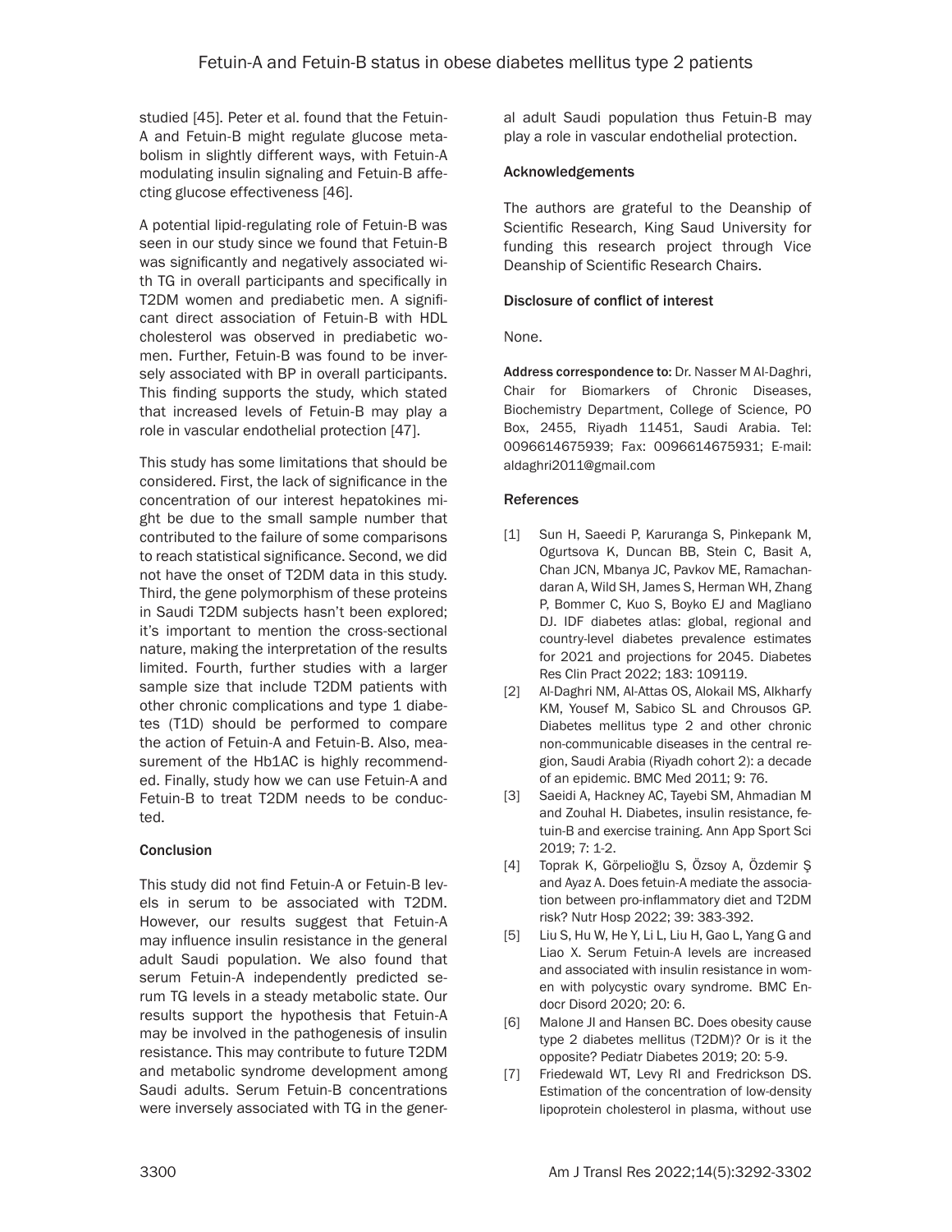studied [45]. Peter et al. found that the Fetuin-A and Fetuin-B might regulate glucose metabolism in slightly different ways, with Fetuin-A modulating insulin signaling and Fetuin-B affecting glucose effectiveness [46].

A potential lipid-regulating role of Fetuin-B was seen in our study since we found that Fetuin-B was significantly and negatively associated with TG in overall participants and specifically in T2DM women and prediabetic men. A significant direct association of Fetuin-B with HDL cholesterol was observed in prediabetic women. Further, Fetuin-B was found to be inversely associated with BP in overall participants. This finding supports the study, which stated that increased levels of Fetuin-B may play a role in vascular endothelial protection [47].

This study has some limitations that should be considered. First, the lack of significance in the concentration of our interest hepatokines might be due to the small sample number that contributed to the failure of some comparisons to reach statistical significance. Second, we did not have the onset of T2DM data in this study. Third, the gene polymorphism of these proteins in Saudi T2DM subjects hasn't been explored; it's important to mention the cross-sectional nature, making the interpretation of the results limited. Fourth, further studies with a larger sample size that include T2DM patients with other chronic complications and type 1 diabetes (T1D) should be performed to compare the action of Fetuin-A and Fetuin-B. Also, measurement of the Hb1AC is highly recommended. Finally, study how we can use Fetuin-A and Fetuin-B to treat T2DM needs to be conducted.

## Conclusion

This study did not find Fetuin-A or Fetuin-B levels in serum to be associated with T2DM. However, our results suggest that Fetuin-A may influence insulin resistance in the general adult Saudi population. We also found that serum Fetuin-A independently predicted serum TG levels in a steady metabolic state. Our results support the hypothesis that Fetuin-A may be involved in the pathogenesis of insulin resistance. This may contribute to future T2DM and metabolic syndrome development among Saudi adults. Serum Fetuin-B concentrations were inversely associated with TG in the general adult Saudi population thus Fetuin-B may play a role in vascular endothelial protection.

## Acknowledgements

The authors are grateful to the Deanship of Scientific Research, King Saud University for funding this research project through Vice Deanship of Scientific Research Chairs.

## Disclosure of conflict of interest

None.

**Address correspondence to:** Dr. Nasser M Al-Daghri, Chair for Biomarkers of Chronic Diseases, Biochemistry Department, College of Science, PO Box, 2455, Riyadh 11451, Saudi Arabia. Tel: 0096614675939; Fax: 0096614675931; E-mail: aldaghri2011@gmail.com

## References

[1] Sun H, Saeedi P, Karuranga S, Pinkepank M, Ogurtsova K, Duncan BB, Stein C, Basit A, Chan JCN, Mbanya JC, Pavkov ME, Ramachandaran A, Wild SH, James S, Herman WH, Zhang P, Bommer C, Kuo S, Boyko EJ and Magliano DJ. IDF diabetes atlas: global, regional and country-level diabetes prevalence estimates for 2021 and projections for 2045. Diabetes Res Clin Pract 2022; 183: 109119.

[2] Al-Daghri NM, Al-Attas OS, Alokail MS, Alkharfy KM, Yousef M, Sabico SL and Chrousos GP. Diabetes mellitus type 2 and other chronic non-communicable diseases in the central region, Saudi Arabia (Riyadh cohort 2): a decade of an epidemic. BMC Med 2011; 9: 76.

[3] Saeidi A, Hackney AC, Tayebi SM, Ahmadian M and Zouhal H. Diabetes, insulin resistance, fetuin-B and exercise training. Ann App Sport Sci 2019; 7: 1-2.

[4] Toprak K, Görpelioğlu S, Özsoy A, Özdemir Ş and Ayaz A. Does fetuin-A mediate the association between pro-inflammatory diet and T2DM risk? Nutr Hosp 2022; 39: 383-392.

[5] Liu S, Hu W, He Y, Li L, Liu H, Gao L, Yang G and Liao X. Serum Fetuin-A levels are increased and associated with insulin resistance in women with polycystic ovary syndrome. BMC Endocr Disord 2020; 20: 6.

[6] Malone JI and Hansen BC. Does obesity cause type 2 diabetes mellitus (T2DM)? Or is it the opposite? Pediatr Diabetes 2019; 20: 5-9.

[7] Friedewald WT, Levy RI and Fredrickson DS. Estimation of the concentration of low-density lipoprotein cholesterol in plasma, without use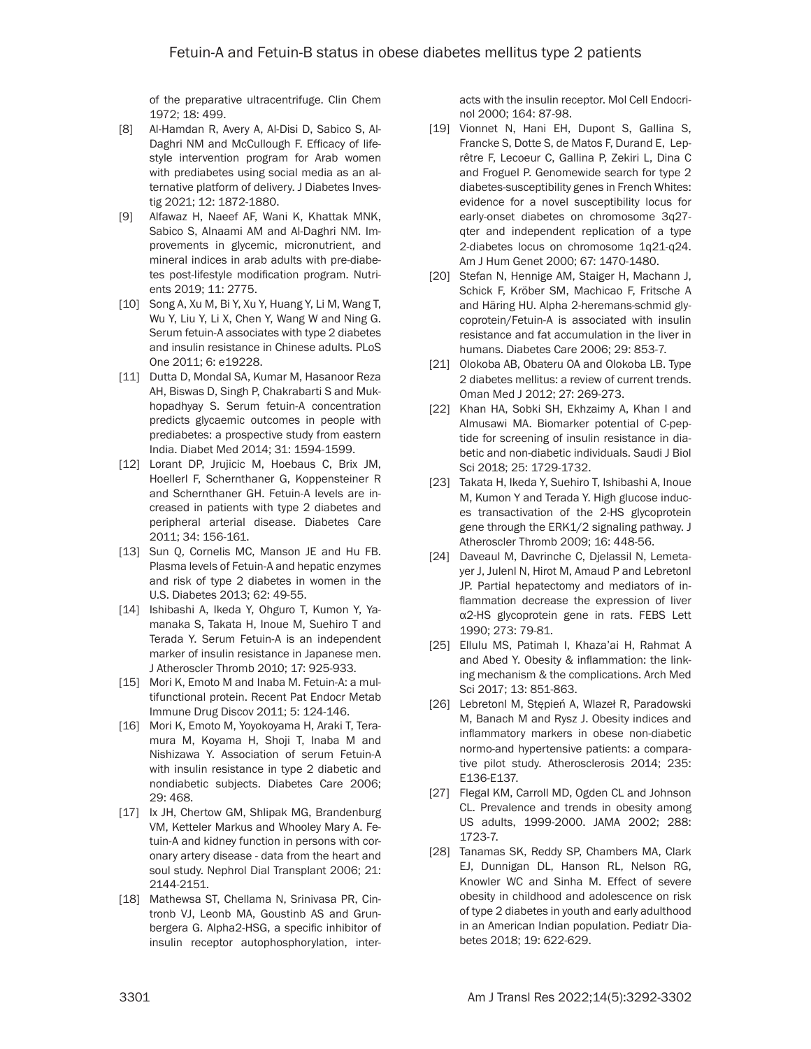of the preparative ultracentrifuge. Clin Chem 1972; 18: 499.

[8] Al-Hamdan R, Avery A, Al-Disi D, Sabico S, Al-Daghri NM and McCullough F. Efficacy of lifestyle intervention program for Arab women with prediabetes using social media as an alternative platform of delivery. J Diabetes Investig 2021; 12: 1872-1880.

[9] Alfawaz H, Naeef AF, Wani K, Khattak MNK, Sabico S, Alnaami AM and Al-Daghri NM. Improvements in glycemic, micronutrient, and mineral indices in arab adults with pre-diabetes post-lifestyle modification program. Nutrients 2019; 11: 2775.

[10] Song A, Xu M, Bi Y, Xu Y, Huang Y, Li M, Wang T, Wu Y, Liu Y, Li X, Chen Y, Wang W and Ning G. Serum fetuin-A associates with type 2 diabetes and insulin resistance in Chinese adults. PLoS One 2011; 6: e19228.

[11] Dutta D, Mondal SA, Kumar M, Hasanoor Reza AH, Biswas D, Singh P, Chakrabarti S and Mukhopadhyay S. Serum fetuin-A concentration predicts glycaemic outcomes in people with prediabetes: a prospective study from eastern India. Diabet Med 2014; 31: 1594-1599.

[12] Lorant DP, Jrujicic M, Hoebaus C, Brix JM, Hoellerl F, Schernthaner G, Koppensteiner R and Schernthaner GH. Fetuin-A levels are increased in patients with type 2 diabetes and peripheral arterial disease. Diabetes Care 2011; 34: 156-161.

[13] Sun Q, Cornelis MC, Manson JE and Hu FB. Plasma levels of Fetuin-A and hepatic enzymes and risk of type 2 diabetes in women in the U.S. Diabetes 2013; 62: 49-55.

[14] Ishibashi A, Ikeda Y, Ohguro T, Kumon Y, Yamanaka S, Takata H, Inoue M, Suehiro T and Terada Y. Serum Fetuin-A is an independent marker of insulin resistance in Japanese men. J Atheroscler Thromb 2010; 17: 925-933.

[15] Mori K, Emoto M and Inaba M. Fetuin-A: a multifunctional protein. Recent Pat Endocr Metab Immune Drug Discov 2011; 5: 124-146.

[16] Mori K, Emoto M, Yoyokoyama H, Araki T, Teramura M, Koyama H, Shoji T, Inaba M and Nishizawa Y. Association of serum Fetuin-A with insulin resistance in type 2 diabetic and nondiabetic subjects. Diabetes Care 2006; 29: 468.

[17] Ix JH, Chertow GM, Shlipak MG, Brandenburg VM, Ketteler Markus and Whooley Mary A. Fetuin-A and kidney function in persons with coronary artery disease - data from the heart and soul study. Nephrol Dial Transplant 2006; 21: 2144-2151.

[18] Mathewsa ST, Chellama N, Srinivasa PR, Cintronb VJ, Leonb MA, Goustinb AS and Grunbergera G. Alpha2-HSG, a specific inhibitor of insulin receptor autophosphorylation, interacts with the insulin receptor. Mol Cell Endocrinol 2000; 164: 87-98.

[19] Vionnet N, Hani EH, Dupont S, Gallina S, Francke S, Dotte S, de Matos F, Durand E, Leprêtre F, Lecoeur C, Gallina P, Zekiri L, Dina C and Froguel P. Genomewide search for type 2 diabetes-susceptibility genes in French Whites: evidence for a novel susceptibility locus for early-onset diabetes on chromosome 3q27-qter and independent replication of a type 2-diabetes locus on chromosome 1q21-q24. Am J Hum Genet 2000; 67: 1470-1480.

[20] Stefan N, Hennige AM, Staiger H, Machann J, Schick F, Kröber SM, Machicao F, Fritsche A and Häring HU. Alpha 2-heremans-schmid glycoprotein/Fetuin-A is associated with insulin resistance and fat accumulation in the liver in humans. Diabetes Care 2006; 29: 853-7.

[21] Olokoba AB, Obateru OA and Olokoba LB. Type 2 diabetes mellitus: a review of current trends. Oman Med J 2012; 27: 269-273.

[22] Khan HA, Sobki SH, Ekhzaimy A, Khan I and Almusawi MA. Biomarker potential of C-peptide for screening of insulin resistance in diabetic and non-diabetic individuals. Saudi J Biol Sci 2018; 25: 1729-1732.

[23] Takata H, Ikeda Y, Suehiro T, Ishibashi A, Inoue M, Kumon Y and Terada Y. High glucose induces transactivation of the 2-HS glycoprotein gene through the ERK1/2 signaling pathway. J Atheroscler Thromb 2009; 16: 448-56.

[24] Daveaul M, Davrinche C, Djelassil N, Lemetayer J, Julenl N, Hirot M, Amaud P and Lebretonl JP. Partial hepatectomy and mediators of inflammation decrease the expression of liver α2-HS glycoprotein gene in rats. FEBS Lett 1990; 273: 79-81.

[25] Ellulu MS, Patimah I, Khaza'ai H, Rahmat A and Abed Y. Obesity & inflammation: the linking mechanism & the complications. Arch Med Sci 2017; 13: 851-863.

[26] Lebretonl M, Stępień A, Wlazeł R, Paradowski M, Banach M and Rysz J. Obesity indices and inflammatory markers in obese non-diabetic normo-and hypertensive patients: a comparative pilot study. Atherosclerosis 2014; 235: E136-E137.

[27] Flegal KM, Carroll MD, Ogden CL and Johnson CL. Prevalence and trends in obesity among US adults, 1999-2000. JAMA 2002; 288: 1723-7.

[28] Tanamas SK, Reddy SP, Chambers MA, Clark EJ, Dunnigan DL, Hanson RL, Nelson RG, Knowler WC and Sinha M. Effect of severe obesity in childhood and adolescence on risk of type 2 diabetes in youth and early adulthood in an American Indian population. Pediatr Diabetes 2018; 19: 622-629.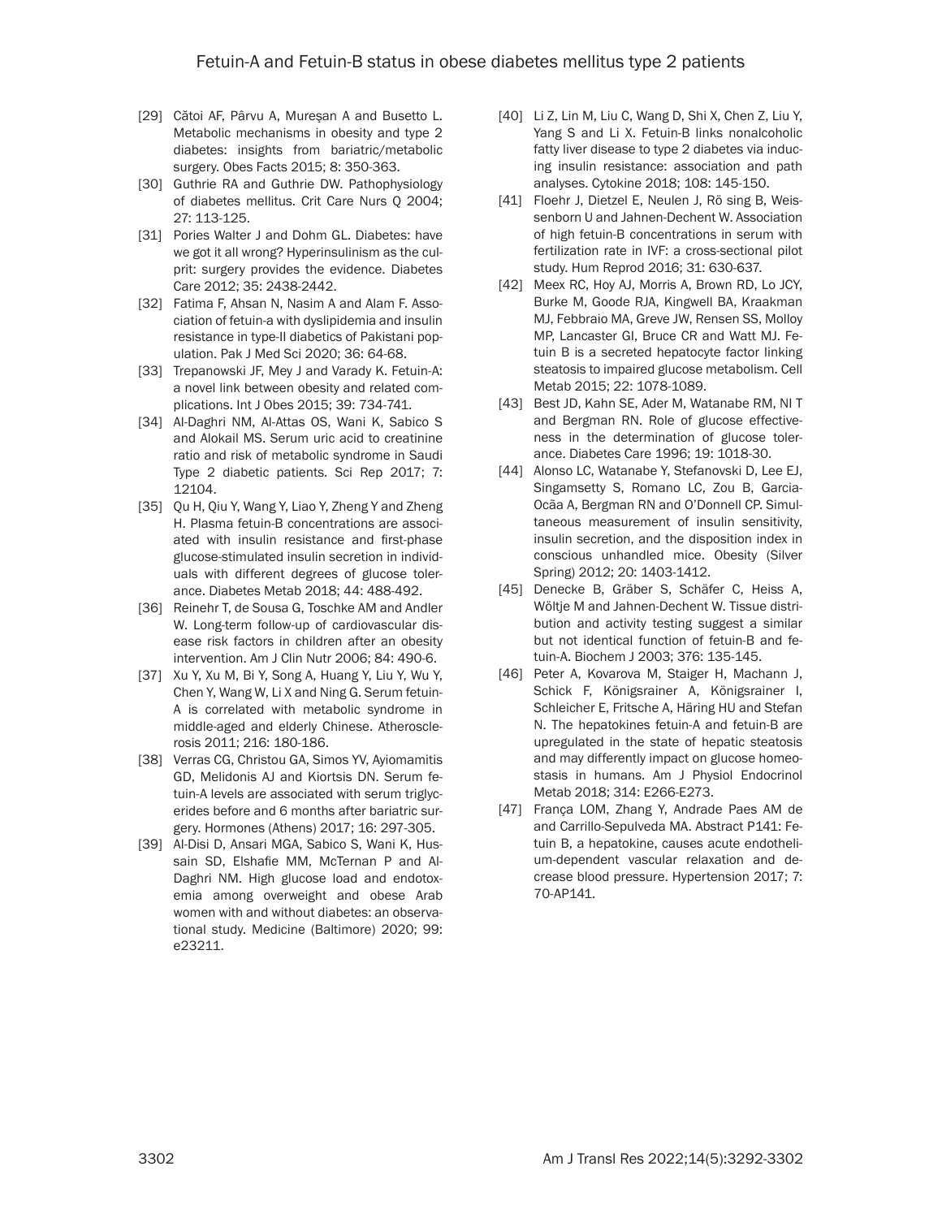[29] Cătoi AF, Pârvu A, Mureşan A and Busetto L. Metabolic mechanisms in obesity and type 2 diabetes: insights from bariatric/metabolic surgery. Obes Facts 2015; 8: 350-363.

[30] Guthrie RA and Guthrie DW. Pathophysiology of diabetes mellitus. Crit Care Nurs Q 2004; 27: 113-125.

[31] Pories Walter J and Dohm GL. Diabetes: have we got it all wrong? Hyperinsulinism as the culprit: surgery provides the evidence. Diabetes Care 2012; 35: 2438-2442.

[32] Fatima F, Ahsan N, Nasim A and Alam F. Association of fetuin-a with dyslipidemia and insulin resistance in type-II diabetics of Pakistani population. Pak J Med Sci 2020; 36: 64-68.

[33] Trepanowski JF, Mey J and Varady K. Fetuin-A: a novel link between obesity and related complications. Int J Obes 2015; 39: 734-741.

[34] Al-Daghri NM, Al-Attas OS, Wani K, Sabico S and Alokail MS. Serum uric acid to creatinine ratio and risk of metabolic syndrome in Saudi Type 2 diabetic patients. Sci Rep 2017; 7: 12104.

[35] Qu H, Qiu Y, Wang Y, Liao Y, Zheng Y and Zheng H. Plasma fetuin-B concentrations are associated with insulin resistance and first-phase glucose-stimulated insulin secretion in individuals with different degrees of glucose tolerance. Diabetes Metab 2018; 44: 488-492.

[36] Reinehr T, de Sousa G, Toschke AM and Andler W. Long-term follow-up of cardiovascular disease risk factors in children after an obesity intervention. Am J Clin Nutr 2006; 84: 490-6.

[37] Xu Y, Xu M, Bi Y, Song A, Huang Y, Liu Y, Wu Y, Chen Y, Wang W, Li X and Ning G. Serum fetuin-A is correlated with metabolic syndrome in middle-aged and elderly Chinese. Atherosclerosis 2011; 216: 180-186.

[38] Verras CG, Christou GA, Simos YV, Ayiomamitis GD, Melidonis AJ and Kiortsis DN. Serum fetuin-A levels are associated with serum triglycerides before and 6 months after bariatric surgery. Hormones (Athens) 2017; 16: 297-305.

[39] Al-Disi D, Ansari MGA, Sabico S, Wani K, Hussain SD, Elshafie MM, McTernan P and Al-Daghri NM. High glucose load and endotoxemia among overweight and obese Arab women with and without diabetes: an observational study. Medicine (Baltimore) 2020; 99: e23211.

[40] Li Z, Lin M, Liu C, Wang D, Shi X, Chen Z, Liu Y, Yang S and Li X. Fetuin-B links nonalcoholic fatty liver disease to type 2 diabetes via inducing insulin resistance: association and path analyses. Cytokine 2018; 108: 145-150.

[41] Floehr J, Dietzel E, Neulen J, Rö sing B, Weissenborn U and Jahnen-Dechent W. Association of high fetuin-B concentrations in serum with fertilization rate in IVF: a cross-sectional pilot study. Hum Reprod 2016; 31: 630-637.

[42] Meex RC, Hoy AJ, Morris A, Brown RD, Lo JCY, Burke M, Goode RJA, Kingwell BA, Kraakman MJ, Febbraio MA, Greve JW, Rensen SS, Molloy MP, Lancaster GI, Bruce CR and Watt MJ. Fetuin B is a secreted hepatocyte factor linking steatosis to impaired glucose metabolism. Cell Metab 2015; 22: 1078-1089.

[43] Best JD, Kahn SE, Ader M, Watanabe RM, NI T and Bergman RN. Role of glucose effectiveness in the determination of glucose tolerance. Diabetes Care 1996; 19: 1018-30.

[44] Alonso LC, Watanabe Y, Stefanovski D, Lee EJ, Singamsetty S, Romano LC, Zou B, Garcia-Ocãa A, Bergman RN and O'Donnell CP. Simultaneous measurement of insulin sensitivity, insulin secretion, and the disposition index in conscious unhandled mice. Obesity (Silver Spring) 2012; 20: 1403-1412.

[45] Denecke B, Gräber S, Schäfer C, Heiss A, Wöltje M and Jahnen-Dechent W. Tissue distribution and activity testing suggest a similar but not identical function of fetuin-B and fetuin-A. Biochem J 2003; 376: 135-145.

[46] Peter A, Kovarova M, Staiger H, Machann J, Schick F, Königsrainer A, Königsrainer I, Schleicher E, Fritsche A, Häring HU and Stefan N. The hepatokines fetuin-A and fetuin-B are upregulated in the state of hepatic steatosis and may differently impact on glucose homeostasis in humans. Am J Physiol Endocrinol Metab 2018; 314: E266-E273.

[47] França LOM, Zhang Y, Andrade Paes AM de and Carrillo-Sepulveda MA. Abstract P141: Fetuin B, a hepatokine, causes acute endothelium-dependent vascular relaxation and decrease blood pressure. Hypertension 2017; 7: 70-AP141.